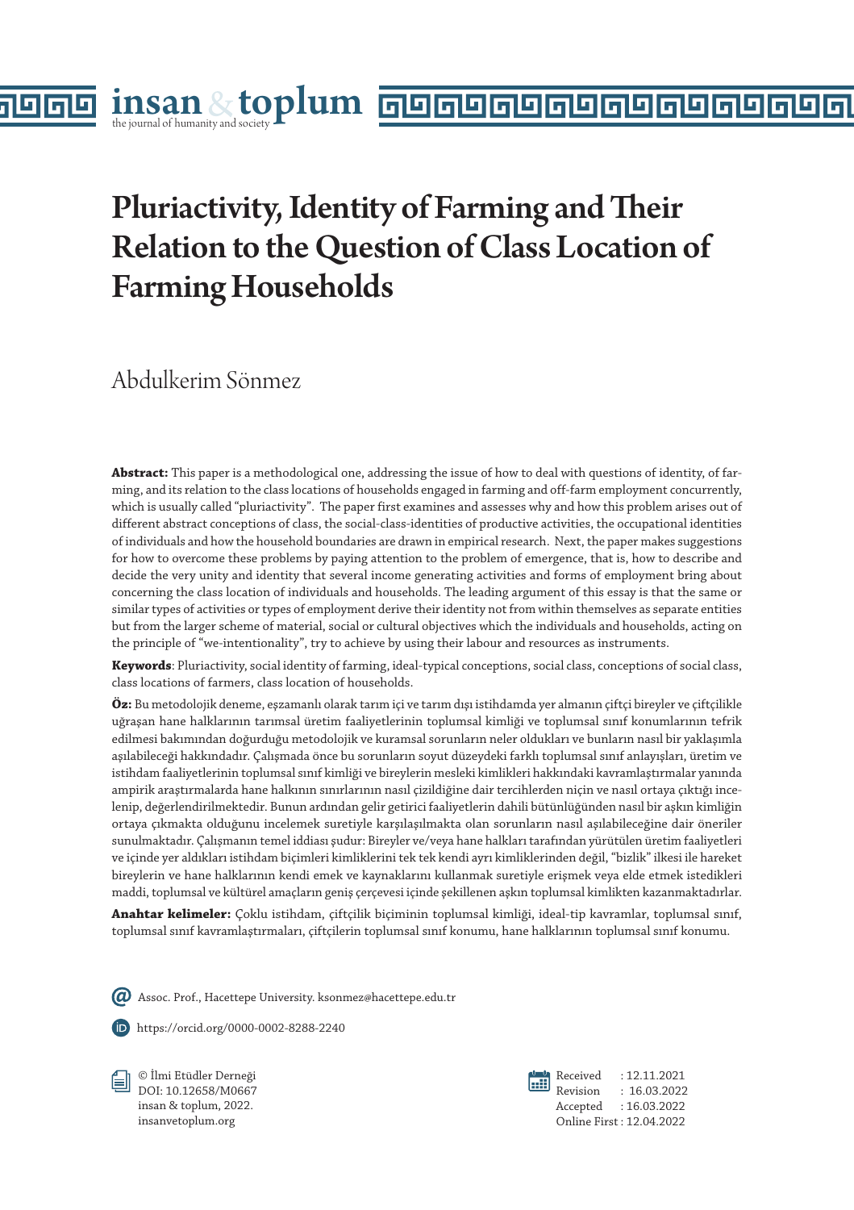# Pluriactivity, Identity of Farming and Their Relation to the Question of Class Location of Farming Households

Abdulkerim Sönmez

**Abstract:** This paper is a methodological one, addressing the issue of how to deal with questions of identity, of farming, and its relation to the class locations of households engaged in farming and off-farm employment concurrently, which is usually called "pluriactivity". The paper first examines and assesses why and how this problem arises out of different abstract conceptions of class, the social-class-identities of productive activities, the occupational identities of individuals and how the household boundaries are drawn in empirical research. Next, the paper makes suggestions for how to overcome these problems by paying attention to the problem of emergence, that is, how to describe and decide the very unity and identity that several income generating activities and forms of employment bring about concerning the class location of individuals and households. The leading argument of this essay is that the same or similar types of activities or types of employment derive their identity not from within themselves as separate entities but from the larger scheme of material, social or cultural objectives which the individuals and households, acting on the principle of "we-intentionality", try to achieve by using their labour and resources as instruments.

**Keywords**: Pluriactivity, social identity of farming, ideal-typical conceptions, social class, conceptions of social class, class locations of farmers, class location of households.

**Öz:** Bu metodolojik deneme, eşzamanlı olarak tarım içi ve tarım dışı istihdamda yer almanın çiftçi bireyler ve çiftçilikle uğraşan hane halklarının tarımsal üretim faaliyetlerinin toplumsal kimliği ve toplumsal sınıf konumlarının tefrik edilmesi bakımından doğurduğu metodolojik ve kuramsal sorunların neler oldukları ve bunların nasıl bir yaklaşımla aşılabileceği hakkındadır. Çalışmada önce bu sorunların soyut düzeydeki farklı toplumsal sınıf anlayışları, üretim ve istihdam faaliyetlerinin toplumsal sınıf kimliği ve bireylerin mesleki kimlikleri hakkındaki kavramlaştırmalar yanında ampirik araştırmalarda hane halkının sınırlarının nasıl çizildiğine dair tercihlerden niçin ve nasıl ortaya çıktığı incelenip, değerlendirilmektedir. Bunun ardından gelir getirici faaliyetlerin dahili bütünlüğünden nasıl bir aşkın kimliğin ortaya çıkmakta olduğunu incelemek suretiyle karşılaşılmakta olan sorunların nasıl aşılabileceğine dair öneriler sunulmaktadır. Çalışmanın temel iddiası şudur: Bireyler ve/veya hane halkları tarafından yürütülen üretim faaliyetleri ve içinde yer aldıkları istihdam biçimleri kimliklerini tek tek kendi ayrı kimliklerinden değil, "bizlik" ilkesi ile hareket bireylerin ve hane halklarının kendi emek ve kaynaklarını kullanmak suretiyle erişmek veya elde etmek istedikleri maddi, toplumsal ve kültürel amaçların geniş çerçevesi içinde şekillenen aşkın toplumsal kimlikten kazanmaktadırlar.

**Anahtar kelimeler:** Çoklu istihdam, çiftçilik biçiminin toplumsal kimliği, ideal-tip kavramlar, toplumsal sınıf, toplumsal sınıf kavramlaştırmaları, çiftçilerin toplumsal sınıf konumu, hane halklarının toplumsal sınıf konumu.

Assoc. Prof., Hacettepe University. ksonmez@hacettepe.edu.tr

https://orcid.org/0000-0002-8288-2240

© İlmi Etüdler Derneği
DOI: 10.12658/M0667
insan & toplum, 2022.
insanvetoplum.org

Received : 12.11.2021
Revision : 16.03.2022
Accepted : 16.03.2022
Online First : 12.04.2022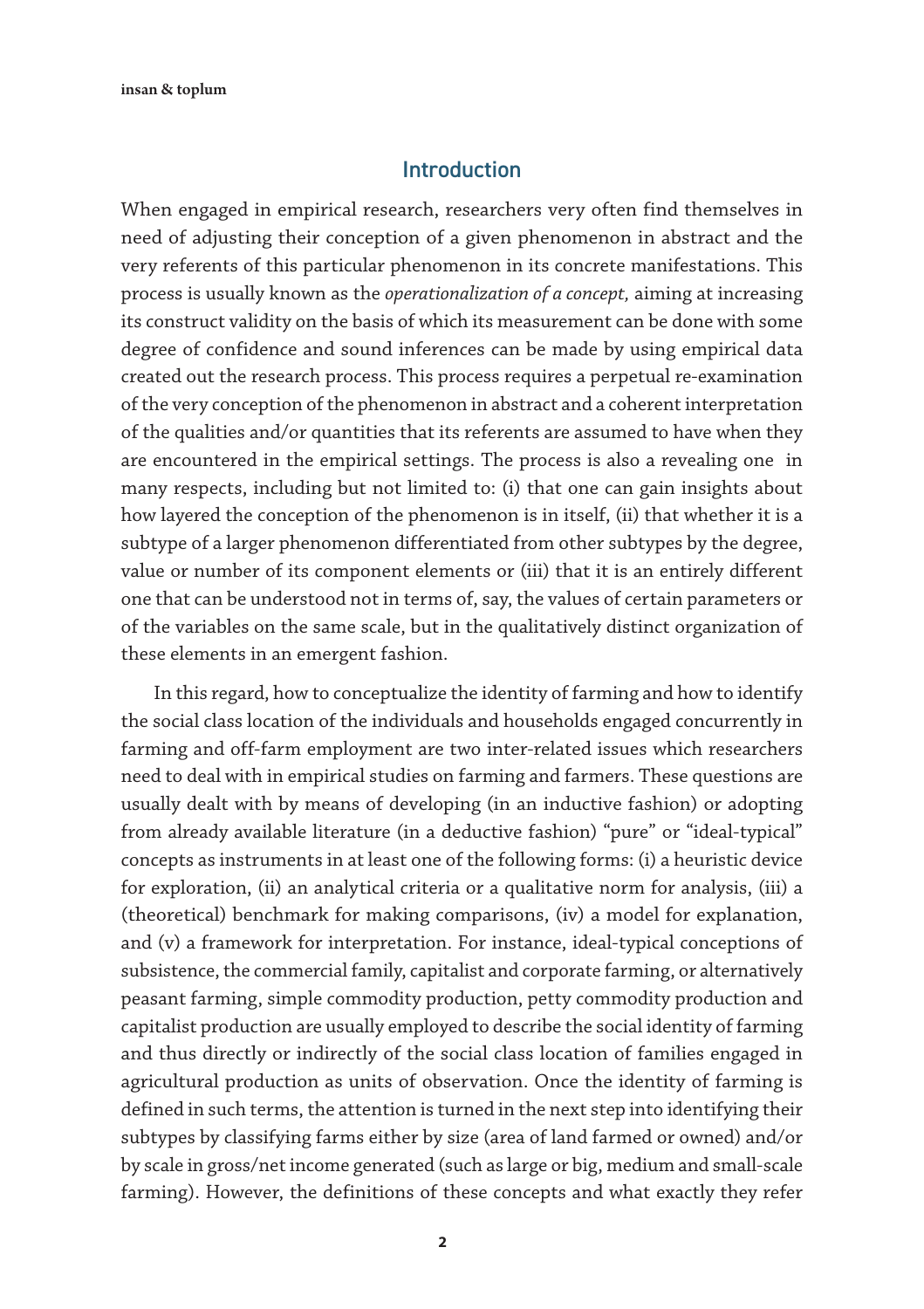## Introduction

When engaged in empirical research, researchers very often find themselves in need of adjusting their conception of a given phenomenon in abstract and the very referents of this particular phenomenon in its concrete manifestations. This process is usually known as the *operationalization of a concept,* aiming at increasing its construct validity on the basis of which its measurement can be done with some degree of confidence and sound inferences can be made by using empirical data created out the research process. This process requires a perpetual re-examination of the very conception of the phenomenon in abstract and a coherent interpretation of the qualities and/or quantities that its referents are assumed to have when they are encountered in the empirical settings. The process is also a revealing one in many respects, including but not limited to: (i) that one can gain insights about how layered the conception of the phenomenon is in itself, (ii) that whether it is a subtype of a larger phenomenon differentiated from other subtypes by the degree, value or number of its component elements or (iii) that it is an entirely different one that can be understood not in terms of, say, the values of certain parameters or of the variables on the same scale, but in the qualitatively distinct organization of these elements in an emergent fashion.

In this regard, how to conceptualize the identity of farming and how to identify the social class location of the individuals and households engaged concurrently in farming and off-farm employment are two inter-related issues which researchers need to deal with in empirical studies on farming and farmers. These questions are usually dealt with by means of developing (in an inductive fashion) or adopting from already available literature (in a deductive fashion) "pure" or "ideal-typical" concepts as instruments in at least one of the following forms: (i) a heuristic device for exploration, (ii) an analytical criteria or a qualitative norm for analysis, (iii) a (theoretical) benchmark for making comparisons, (iv) a model for explanation, and (v) a framework for interpretation. For instance, ideal-typical conceptions of subsistence, the commercial family, capitalist and corporate farming, or alternatively peasant farming, simple commodity production, petty commodity production and capitalist production are usually employed to describe the social identity of farming and thus directly or indirectly of the social class location of families engaged in agricultural production as units of observation. Once the identity of farming is defined in such terms, the attention is turned in the next step into identifying their subtypes by classifying farms either by size (area of land farmed or owned) and/or by scale in gross/net income generated (such as large or big, medium and small-scale farming). However, the definitions of these concepts and what exactly they refer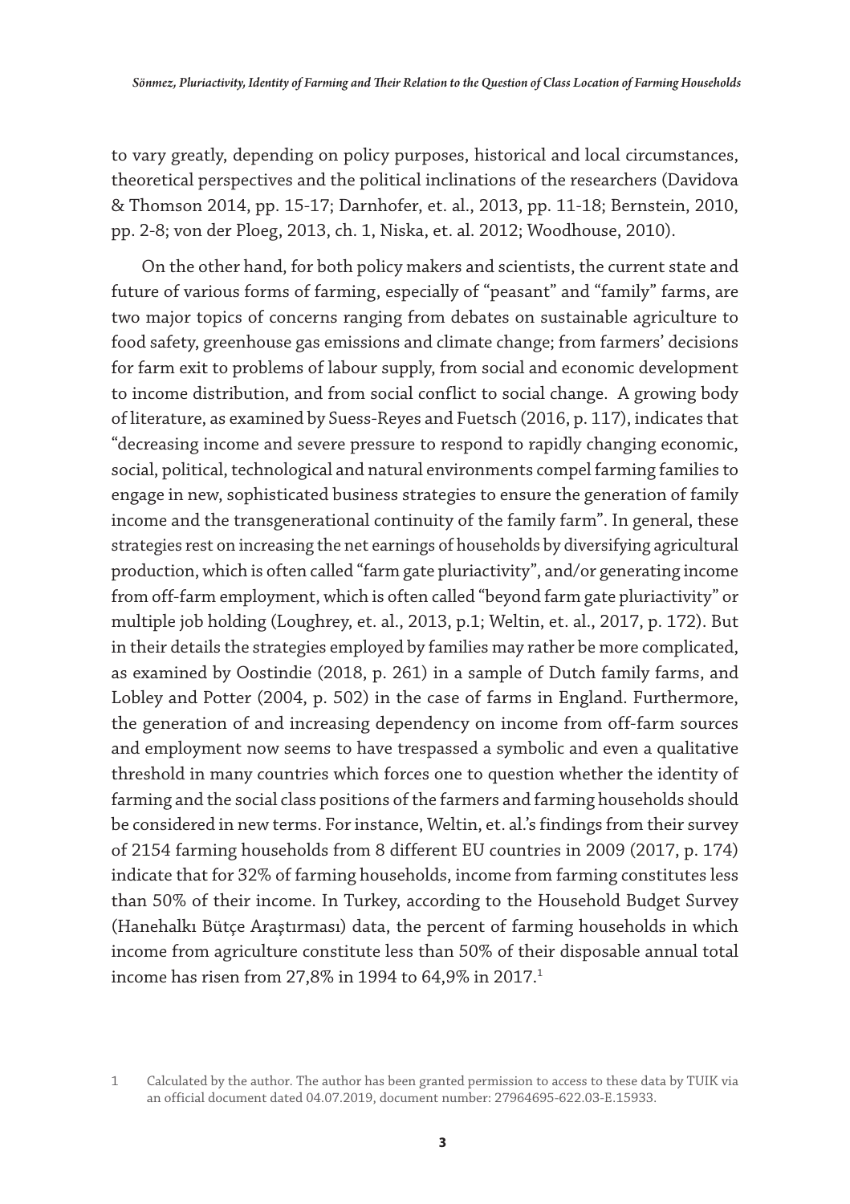to vary greatly, depending on policy purposes, historical and local circumstances, theoretical perspectives and the political inclinations of the researchers (Davidova & Thomson 2014, pp. 15-17; Darnhofer, et. al., 2013, pp. 11-18; Bernstein, 2010, pp. 2-8; von der Ploeg, 2013, ch. 1, Niska, et. al. 2012; Woodhouse, 2010).

On the other hand, for both policy makers and scientists, the current state and future of various forms of farming, especially of "peasant" and "family" farms, are two major topics of concerns ranging from debates on sustainable agriculture to food safety, greenhouse gas emissions and climate change; from farmers' decisions for farm exit to problems of labour supply, from social and economic development to income distribution, and from social conflict to social change. A growing body of literature, as examined by Suess-Reyes and Fuetsch (2016, p. 117), indicates that "decreasing income and severe pressure to respond to rapidly changing economic, social, political, technological and natural environments compel farming families to engage in new, sophisticated business strategies to ensure the generation of family income and the transgenerational continuity of the family farm". In general, these strategies rest on increasing the net earnings of households by diversifying agricultural production, which is often called "farm gate pluriactivity", and/or generating income from off-farm employment, which is often called "beyond farm gate pluriactivity" or multiple job holding (Loughrey, et. al., 2013, p.1; Weltin, et. al., 2017, p. 172). But in their details the strategies employed by families may rather be more complicated, as examined by Oostindie (2018, p. 261) in a sample of Dutch family farms, and Lobley and Potter (2004, p. 502) in the case of farms in England. Furthermore, the generation of and increasing dependency on income from off-farm sources and employment now seems to have trespassed a symbolic and even a qualitative threshold in many countries which forces one to question whether the identity of farming and the social class positions of the farmers and farming households should be considered in new terms. For instance, Weltin, et. al.'s findings from their survey of 2154 farming households from 8 different EU countries in 2009 (2017, p. 174) indicate that for 32% of farming households, income from farming constitutes less than 50% of their income. In Turkey, according to the Household Budget Survey (Hanehalkı Bütçe Araştırması) data, the percent of farming households in which income from agriculture constitute less than 50% of their disposable annual total income has risen from 27,8% in 1994 to 64,9% in 2017.[1]

---

1 Calculated by the author. The author has been granted permission to access to these data by TUIK via an official document dated 04.07.2019, document number: 27964695-622.03-E.15933.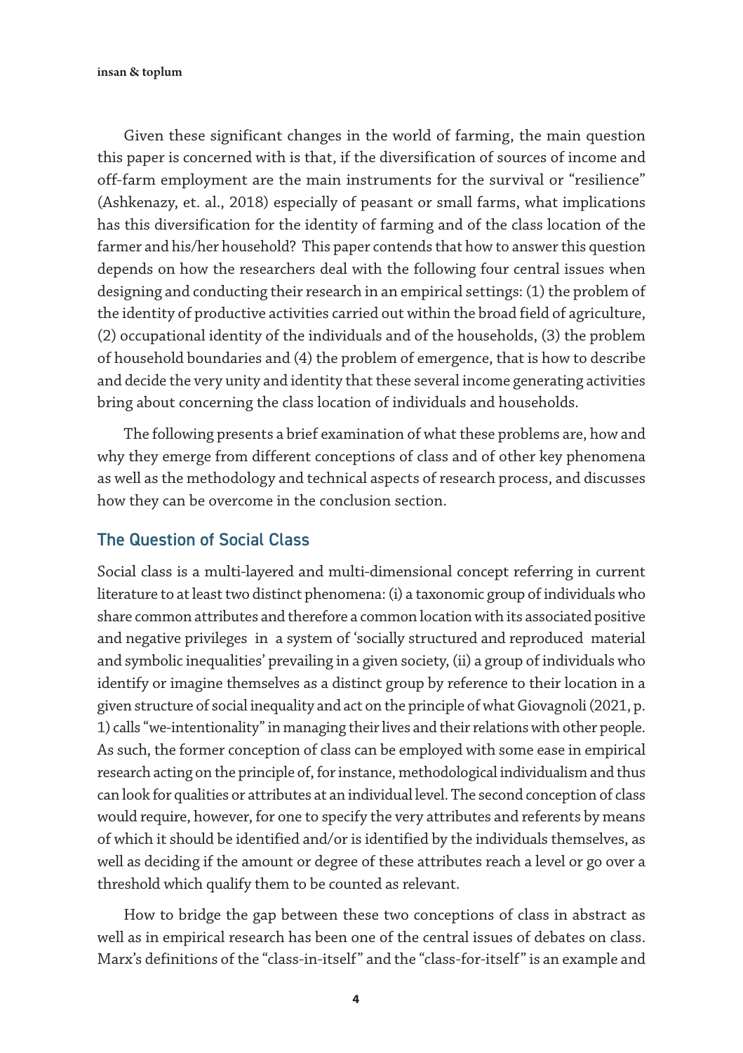Given these significant changes in the world of farming, the main question this paper is concerned with is that, if the diversification of sources of income and off-farm employment are the main instruments for the survival or "resilience" (Ashkenazy, et. al., 2018) especially of peasant or small farms, what implications has this diversification for the identity of farming and of the class location of the farmer and his/her household? This paper contends that how to answer this question depends on how the researchers deal with the following four central issues when designing and conducting their research in an empirical settings: (1) the problem of the identity of productive activities carried out within the broad field of agriculture, (2) occupational identity of the individuals and of the households, (3) the problem of household boundaries and (4) the problem of emergence, that is how to describe and decide the very unity and identity that these several income generating activities bring about concerning the class location of individuals and households.

The following presents a brief examination of what these problems are, how and why they emerge from different conceptions of class and of other key phenomena as well as the methodology and technical aspects of research process, and discusses how they can be overcome in the conclusion section.

## The Question of Social Class

Social class is a multi-layered and multi-dimensional concept referring in current literature to at least two distinct phenomena: (i) a taxonomic group of individuals who share common attributes and therefore a common location with its associated positive and negative privileges in a system of 'socially structured and reproduced material and symbolic inequalities' prevailing in a given society, (ii) a group of individuals who identify or imagine themselves as a distinct group by reference to their location in a given structure of social inequality and act on the principle of what Giovagnoli (2021, p. 1) calls "we-intentionality" in managing their lives and their relations with other people. As such, the former conception of class can be employed with some ease in empirical research acting on the principle of, for instance, methodological individualism and thus can look for qualities or attributes at an individual level. The second conception of class would require, however, for one to specify the very attributes and referents by means of which it should be identified and/or is identified by the individuals themselves, as well as deciding if the amount or degree of these attributes reach a level or go over a threshold which qualify them to be counted as relevant.

How to bridge the gap between these two conceptions of class in abstract as well as in empirical research has been one of the central issues of debates on class. Marx's definitions of the "class-in-itself" and the "class-for-itself" is an example and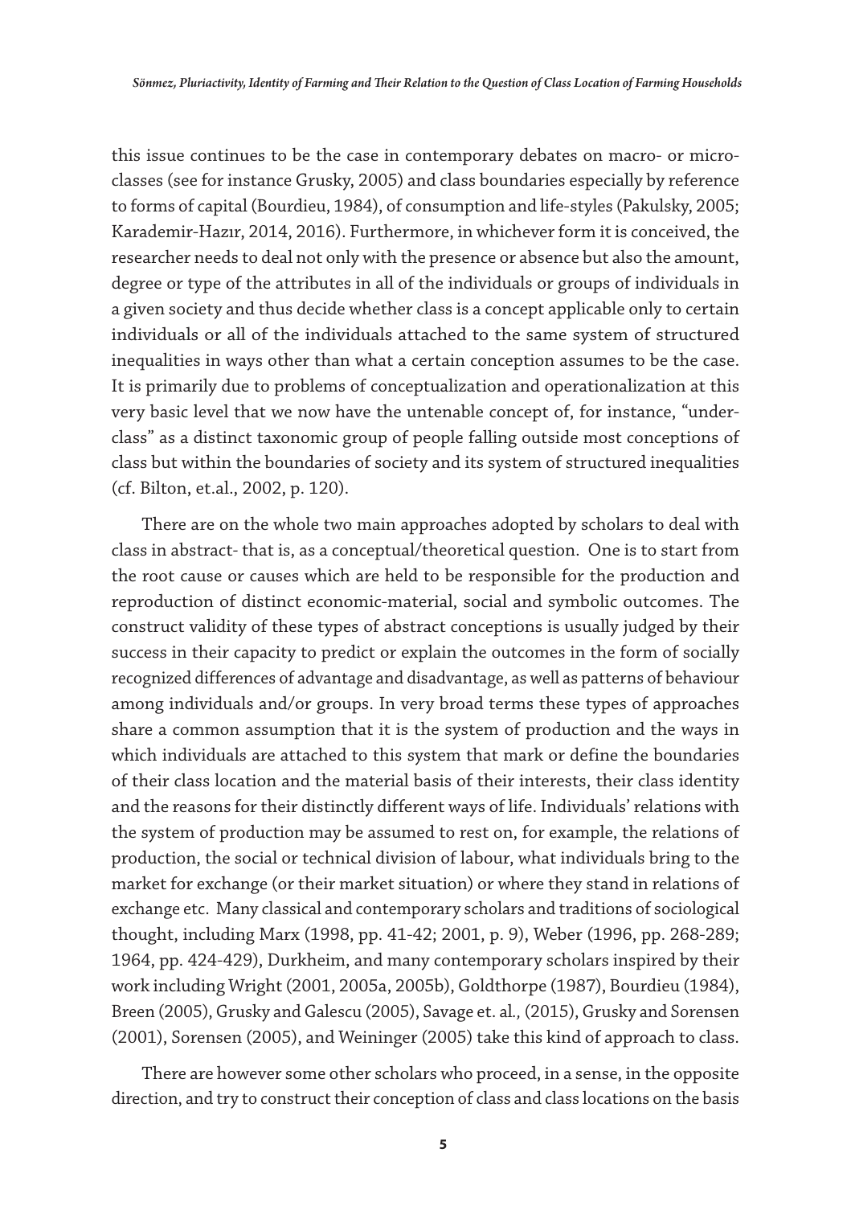this issue continues to be the case in contemporary debates on macro- or micro-classes (see for instance Grusky, 2005) and class boundaries especially by reference to forms of capital (Bourdieu, 1984), of consumption and life-styles (Pakulsky, 2005; Karademir-Hazır, 2014, 2016). Furthermore, in whichever form it is conceived, the researcher needs to deal not only with the presence or absence but also the amount, degree or type of the attributes in all of the individuals or groups of individuals in a given society and thus decide whether class is a concept applicable only to certain individuals or all of the individuals attached to the same system of structured inequalities in ways other than what a certain conception assumes to be the case. It is primarily due to problems of conceptualization and operationalization at this very basic level that we now have the untenable concept of, for instance, "under-class" as a distinct taxonomic group of people falling outside most conceptions of class but within the boundaries of society and its system of structured inequalities (cf. Bilton, et.al., 2002, p. 120).

There are on the whole two main approaches adopted by scholars to deal with class in abstract- that is, as a conceptual/theoretical question. One is to start from the root cause or causes which are held to be responsible for the production and reproduction of distinct economic-material, social and symbolic outcomes. The construct validity of these types of abstract conceptions is usually judged by their success in their capacity to predict or explain the outcomes in the form of socially recognized differences of advantage and disadvantage, as well as patterns of behaviour among individuals and/or groups. In very broad terms these types of approaches share a common assumption that it is the system of production and the ways in which individuals are attached to this system that mark or define the boundaries of their class location and the material basis of their interests, their class identity and the reasons for their distinctly different ways of life. Individuals' relations with the system of production may be assumed to rest on, for example, the relations of production, the social or technical division of labour, what individuals bring to the market for exchange (or their market situation) or where they stand in relations of exchange etc. Many classical and contemporary scholars and traditions of sociological thought, including Marx (1998, pp. 41-42; 2001, p. 9), Weber (1996, pp. 268-289; 1964, pp. 424-429), Durkheim, and many contemporary scholars inspired by their work including Wright (2001, 2005a, 2005b), Goldthorpe (1987), Bourdieu (1984), Breen (2005), Grusky and Galescu (2005), Savage et. al., (2015), Grusky and Sorensen (2001), Sorensen (2005), and Weininger (2005) take this kind of approach to class.

There are however some other scholars who proceed, in a sense, in the opposite direction, and try to construct their conception of class and class locations on the basis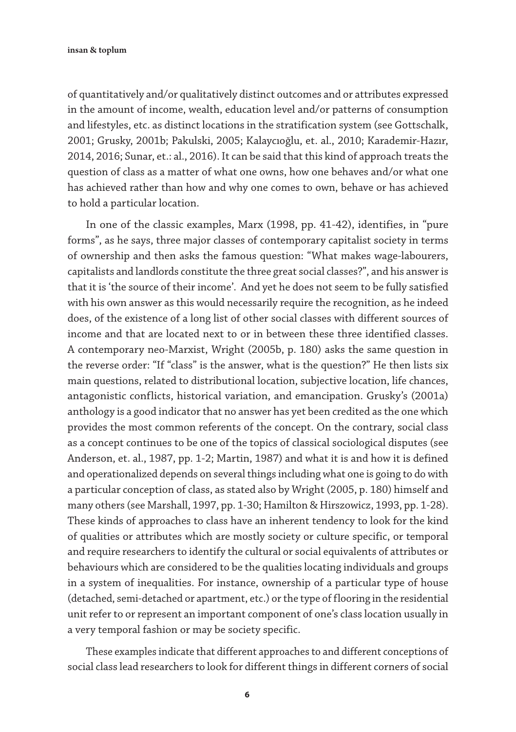of quantitatively and/or qualitatively distinct outcomes and or attributes expressed in the amount of income, wealth, education level and/or patterns of consumption and lifestyles, etc. as distinct locations in the stratification system (see Gottschalk, 2001; Grusky, 2001b; Pakulski, 2005; Kalaycıoğlu, et. al., 2010; Karademir-Hazır, 2014, 2016; Sunar, et.: al., 2016). It can be said that this kind of approach treats the question of class as a matter of what one owns, how one behaves and/or what one has achieved rather than how and why one comes to own, behave or has achieved to hold a particular location.

In one of the classic examples, Marx (1998, pp. 41-42), identifies, in "pure forms", as he says, three major classes of contemporary capitalist society in terms of ownership and then asks the famous question: "What makes wage-labourers, capitalists and landlords constitute the three great social classes?", and his answer is that it is 'the source of their income'. And yet he does not seem to be fully satisfied with his own answer as this would necessarily require the recognition, as he indeed does, of the existence of a long list of other social classes with different sources of income and that are located next to or in between these three identified classes. A contemporary neo-Marxist, Wright (2005b, p. 180) asks the same question in the reverse order: "If "class" is the answer, what is the question?" He then lists six main questions, related to distributional location, subjective location, life chances, antagonistic conflicts, historical variation, and emancipation. Grusky's (2001a) anthology is a good indicator that no answer has yet been credited as the one which provides the most common referents of the concept. On the contrary, social class as a concept continues to be one of the topics of classical sociological disputes (see Anderson, et. al., 1987, pp. 1-2; Martin, 1987) and what it is and how it is defined and operationalized depends on several things including what one is going to do with a particular conception of class, as stated also by Wright (2005, p. 180) himself and many others (see Marshall, 1997, pp. 1-30; Hamilton & Hirszowicz, 1993, pp. 1-28). These kinds of approaches to class have an inherent tendency to look for the kind of qualities or attributes which are mostly society or culture specific, or temporal and require researchers to identify the cultural or social equivalents of attributes or behaviours which are considered to be the qualities locating individuals and groups in a system of inequalities. For instance, ownership of a particular type of house (detached, semi-detached or apartment, etc.) or the type of flooring in the residential unit refer to or represent an important component of one's class location usually in a very temporal fashion or may be society specific.

These examples indicate that different approaches to and different conceptions of social class lead researchers to look for different things in different corners of social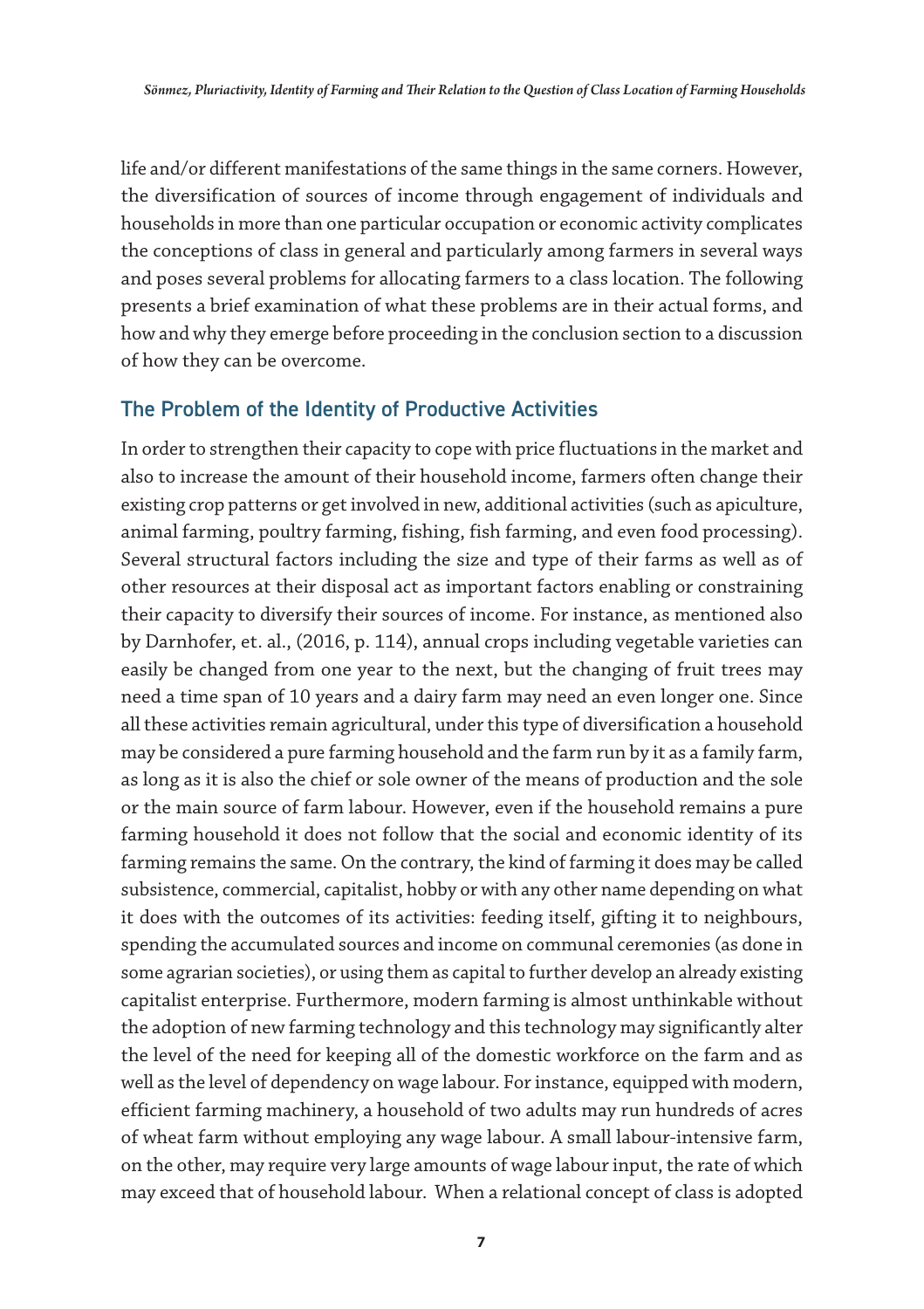life and/or different manifestations of the same things in the same corners. However, the diversification of sources of income through engagement of individuals and households in more than one particular occupation or economic activity complicates the conceptions of class in general and particularly among farmers in several ways and poses several problems for allocating farmers to a class location. The following presents a brief examination of what these problems are in their actual forms, and how and why they emerge before proceeding in the conclusion section to a discussion of how they can be overcome.

## The Problem of the Identity of Productive Activities

In order to strengthen their capacity to cope with price fluctuations in the market and also to increase the amount of their household income, farmers often change their existing crop patterns or get involved in new, additional activities (such as apiculture, animal farming, poultry farming, fishing, fish farming, and even food processing). Several structural factors including the size and type of their farms as well as of other resources at their disposal act as important factors enabling or constraining their capacity to diversify their sources of income. For instance, as mentioned also by Darnhofer, et. al., (2016, p. 114), annual crops including vegetable varieties can easily be changed from one year to the next, but the changing of fruit trees may need a time span of 10 years and a dairy farm may need an even longer one. Since all these activities remain agricultural, under this type of diversification a household may be considered a pure farming household and the farm run by it as a family farm, as long as it is also the chief or sole owner of the means of production and the sole or the main source of farm labour. However, even if the household remains a pure farming household it does not follow that the social and economic identity of its farming remains the same. On the contrary, the kind of farming it does may be called subsistence, commercial, capitalist, hobby or with any other name depending on what it does with the outcomes of its activities: feeding itself, gifting it to neighbours, spending the accumulated sources and income on communal ceremonies (as done in some agrarian societies), or using them as capital to further develop an already existing capitalist enterprise. Furthermore, modern farming is almost unthinkable without the adoption of new farming technology and this technology may significantly alter the level of the need for keeping all of the domestic workforce on the farm and as well as the level of dependency on wage labour. For instance, equipped with modern, efficient farming machinery, a household of two adults may run hundreds of acres of wheat farm without employing any wage labour. A small labour-intensive farm, on the other, may require very large amounts of wage labour input, the rate of which may exceed that of household labour. When a relational concept of class is adopted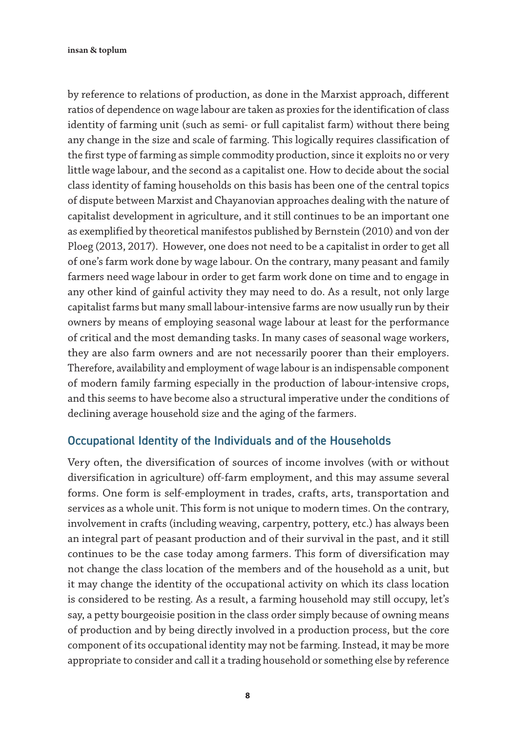by reference to relations of production, as done in the Marxist approach, different ratios of dependence on wage labour are taken as proxies for the identification of class identity of farming unit (such as semi- or full capitalist farm) without there being any change in the size and scale of farming. This logically requires classification of the first type of farming as simple commodity production, since it exploits no or very little wage labour, and the second as a capitalist one. How to decide about the social class identity of faming households on this basis has been one of the central topics of dispute between Marxist and Chayanovian approaches dealing with the nature of capitalist development in agriculture, and it still continues to be an important one as exemplified by theoretical manifestos published by Bernstein (2010) and von der Ploeg (2013, 2017). However, one does not need to be a capitalist in order to get all of one's farm work done by wage labour. On the contrary, many peasant and family farmers need wage labour in order to get farm work done on time and to engage in any other kind of gainful activity they may need to do. As a result, not only large capitalist farms but many small labour-intensive farms are now usually run by their owners by means of employing seasonal wage labour at least for the performance of critical and the most demanding tasks. In many cases of seasonal wage workers, they are also farm owners and are not necessarily poorer than their employers. Therefore, availability and employment of wage labour is an indispensable component of modern family farming especially in the production of labour-intensive crops, and this seems to have become also a structural imperative under the conditions of declining average household size and the aging of the farmers.

## Occupational Identity of the Individuals and of the Households

Very often, the diversification of sources of income involves (with or without diversification in agriculture) off-farm employment, and this may assume several forms. One form is self-employment in trades, crafts, arts, transportation and services as a whole unit. This form is not unique to modern times. On the contrary, involvement in crafts (including weaving, carpentry, pottery, etc.) has always been an integral part of peasant production and of their survival in the past, and it still continues to be the case today among farmers. This form of diversification may not change the class location of the members and of the household as a unit, but it may change the identity of the occupational activity on which its class location is considered to be resting. As a result, a farming household may still occupy, let's say, a petty bourgeoisie position in the class order simply because of owning means of production and by being directly involved in a production process, but the core component of its occupational identity may not be farming. Instead, it may be more appropriate to consider and call it a trading household or something else by reference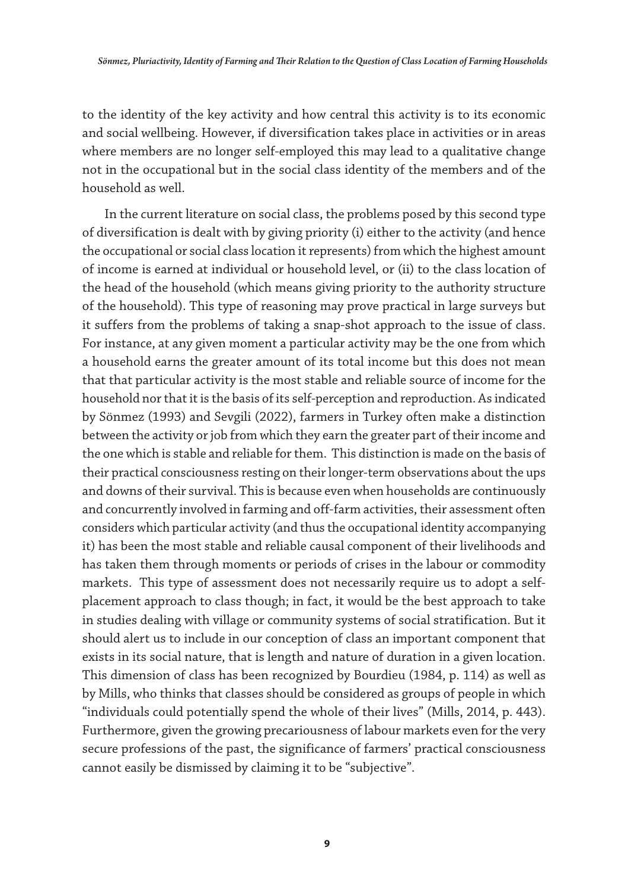to the identity of the key activity and how central this activity is to its economic and social wellbeing. However, if diversification takes place in activities or in areas where members are no longer self-employed this may lead to a qualitative change not in the occupational but in the social class identity of the members and of the household as well.

In the current literature on social class, the problems posed by this second type of diversification is dealt with by giving priority (i) either to the activity (and hence the occupational or social class location it represents) from which the highest amount of income is earned at individual or household level, or (ii) to the class location of the head of the household (which means giving priority to the authority structure of the household). This type of reasoning may prove practical in large surveys but it suffers from the problems of taking a snap-shot approach to the issue of class. For instance, at any given moment a particular activity may be the one from which a household earns the greater amount of its total income but this does not mean that that particular activity is the most stable and reliable source of income for the household nor that it is the basis of its self-perception and reproduction. As indicated by Sönmez (1993) and Sevgili (2022), farmers in Turkey often make a distinction between the activity or job from which they earn the greater part of their income and the one which is stable and reliable for them. This distinction is made on the basis of their practical consciousness resting on their longer-term observations about the ups and downs of their survival. This is because even when households are continuously and concurrently involved in farming and off-farm activities, their assessment often considers which particular activity (and thus the occupational identity accompanying it) has been the most stable and reliable causal component of their livelihoods and has taken them through moments or periods of crises in the labour or commodity markets. This type of assessment does not necessarily require us to adopt a self-placement approach to class though; in fact, it would be the best approach to take in studies dealing with village or community systems of social stratification. But it should alert us to include in our conception of class an important component that exists in its social nature, that is length and nature of duration in a given location. This dimension of class has been recognized by Bourdieu (1984, p. 114) as well as by Mills, who thinks that classes should be considered as groups of people in which "individuals could potentially spend the whole of their lives" (Mills, 2014, p. 443). Furthermore, given the growing precariousness of labour markets even for the very secure professions of the past, the significance of farmers' practical consciousness cannot easily be dismissed by claiming it to be "subjective".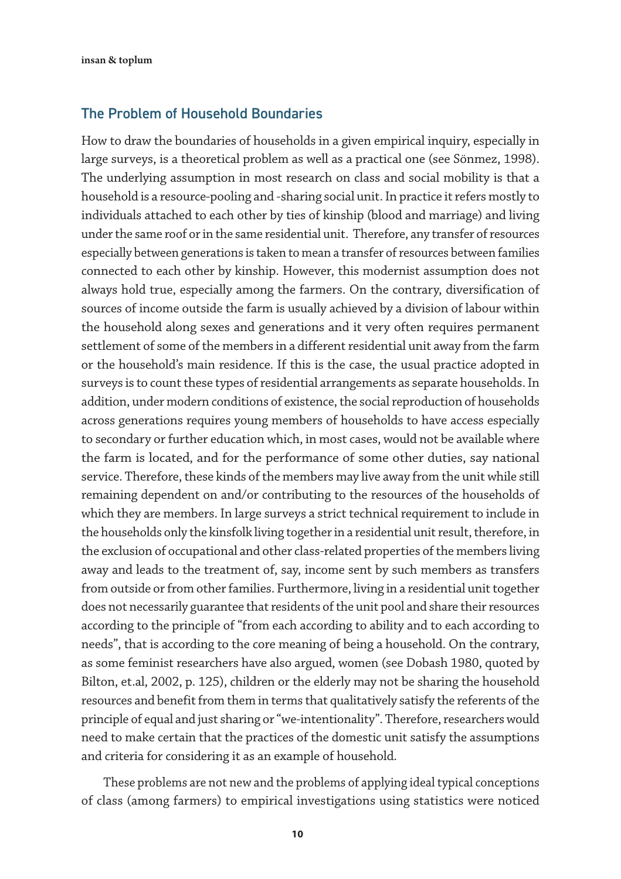## The Problem of Household Boundaries

How to draw the boundaries of households in a given empirical inquiry, especially in large surveys, is a theoretical problem as well as a practical one (see Sönmez, 1998). The underlying assumption in most research on class and social mobility is that a household is a resource-pooling and -sharing social unit. In practice it refers mostly to individuals attached to each other by ties of kinship (blood and marriage) and living under the same roof or in the same residential unit. Therefore, any transfer of resources especially between generations is taken to mean a transfer of resources between families connected to each other by kinship. However, this modernist assumption does not always hold true, especially among the farmers. On the contrary, diversification of sources of income outside the farm is usually achieved by a division of labour within the household along sexes and generations and it very often requires permanent settlement of some of the members in a different residential unit away from the farm or the household's main residence. If this is the case, the usual practice adopted in surveys is to count these types of residential arrangements as separate households. In addition, under modern conditions of existence, the social reproduction of households across generations requires young members of households to have access especially to secondary or further education which, in most cases, would not be available where the farm is located, and for the performance of some other duties, say national service. Therefore, these kinds of the members may live away from the unit while still remaining dependent on and/or contributing to the resources of the households of which they are members. In large surveys a strict technical requirement to include in the households only the kinsfolk living together in a residential unit result, therefore, in the exclusion of occupational and other class-related properties of the members living away and leads to the treatment of, say, income sent by such members as transfers from outside or from other families. Furthermore, living in a residential unit together does not necessarily guarantee that residents of the unit pool and share their resources according to the principle of "from each according to ability and to each according to needs", that is according to the core meaning of being a household. On the contrary, as some feminist researchers have also argued, women (see Dobash 1980, quoted by Bilton, et.al, 2002, p. 125), children or the elderly may not be sharing the household resources and benefit from them in terms that qualitatively satisfy the referents of the principle of equal and just sharing or "we-intentionality". Therefore, researchers would need to make certain that the practices of the domestic unit satisfy the assumptions and criteria for considering it as an example of household.

These problems are not new and the problems of applying ideal typical conceptions of class (among farmers) to empirical investigations using statistics were noticed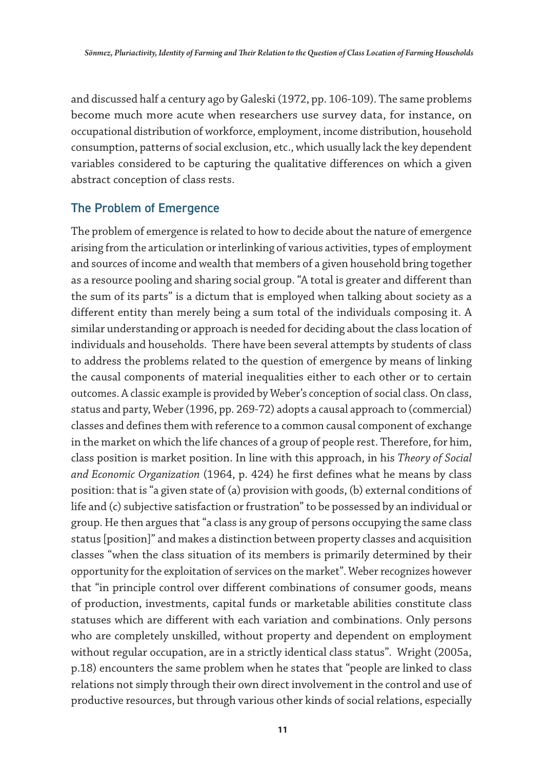and discussed half a century ago by Galeski (1972, pp. 106-109). The same problems become much more acute when researchers use survey data, for instance, on occupational distribution of workforce, employment, income distribution, household consumption, patterns of social exclusion, etc., which usually lack the key dependent variables considered to be capturing the qualitative differences on which a given abstract conception of class rests.

## The Problem of Emergence

The problem of emergence is related to how to decide about the nature of emergence arising from the articulation or interlinking of various activities, types of employment and sources of income and wealth that members of a given household bring together as a resource pooling and sharing social group. "A total is greater and different than the sum of its parts" is a dictum that is employed when talking about society as a different entity than merely being a sum total of the individuals composing it. A similar understanding or approach is needed for deciding about the class location of individuals and households. There have been several attempts by students of class to address the problems related to the question of emergence by means of linking the causal components of material inequalities either to each other or to certain outcomes. A classic example is provided by Weber's conception of social class. On class, status and party, Weber (1996, pp. 269-72) adopts a causal approach to (commercial) classes and defines them with reference to a common causal component of exchange in the market on which the life chances of a group of people rest. Therefore, for him, class position is market position. In line with this approach, in his *Theory of Social and Economic Organization* (1964, p. 424) he first defines what he means by class position: that is "a given state of (a) provision with goods, (b) external conditions of life and (c) subjective satisfaction or frustration" to be possessed by an individual or group. He then argues that "a class is any group of persons occupying the same class status [position]" and makes a distinction between property classes and acquisition classes "when the class situation of its members is primarily determined by their opportunity for the exploitation of services on the market". Weber recognizes however that "in principle control over different combinations of consumer goods, means of production, investments, capital funds or marketable abilities constitute class statuses which are different with each variation and combinations. Only persons who are completely unskilled, without property and dependent on employment without regular occupation, are in a strictly identical class status". Wright (2005a, p.18) encounters the same problem when he states that "people are linked to class relations not simply through their own direct involvement in the control and use of productive resources, but through various other kinds of social relations, especially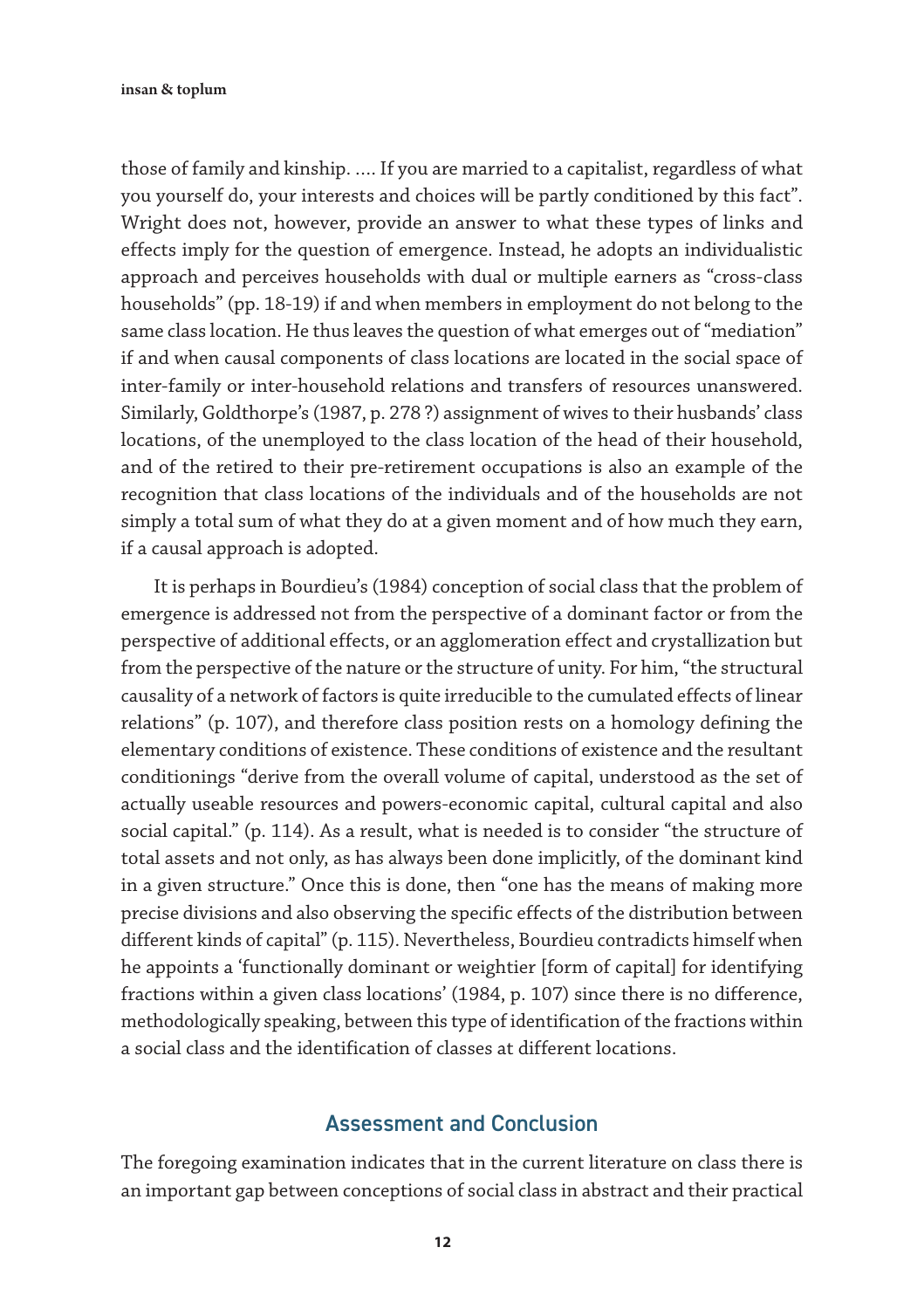those of family and kinship. .... If you are married to a capitalist, regardless of what you yourself do, your interests and choices will be partly conditioned by this fact". Wright does not, however, provide an answer to what these types of links and effects imply for the question of emergence. Instead, he adopts an individualistic approach and perceives households with dual or multiple earners as "cross-class households" (pp. 18-19) if and when members in employment do not belong to the same class location. He thus leaves the question of what emerges out of "mediation" if and when causal components of class locations are located in the social space of inter-family or inter-household relations and transfers of resources unanswered. Similarly, Goldthorpe's (1987, p. 278 ?) assignment of wives to their husbands' class locations, of the unemployed to the class location of the head of their household, and of the retired to their pre-retirement occupations is also an example of the recognition that class locations of the individuals and of the households are not simply a total sum of what they do at a given moment and of how much they earn, if a causal approach is adopted.

It is perhaps in Bourdieu's (1984) conception of social class that the problem of emergence is addressed not from the perspective of a dominant factor or from the perspective of additional effects, or an agglomeration effect and crystallization but from the perspective of the nature or the structure of unity. For him, "the structural causality of a network of factors is quite irreducible to the cumulated effects of linear relations" (p. 107), and therefore class position rests on a homology defining the elementary conditions of existence. These conditions of existence and the resultant conditionings "derive from the overall volume of capital, understood as the set of actually useable resources and powers-economic capital, cultural capital and also social capital." (p. 114). As a result, what is needed is to consider "the structure of total assets and not only, as has always been done implicitly, of the dominant kind in a given structure." Once this is done, then "one has the means of making more precise divisions and also observing the specific effects of the distribution between different kinds of capital" (p. 115). Nevertheless, Bourdieu contradicts himself when he appoints a 'functionally dominant or weightier [form of capital] for identifying fractions within a given class locations' (1984, p. 107) since there is no difference, methodologically speaking, between this type of identification of the fractions within a social class and the identification of classes at different locations.

## Assessment and Conclusion

The foregoing examination indicates that in the current literature on class there is an important gap between conceptions of social class in abstract and their practical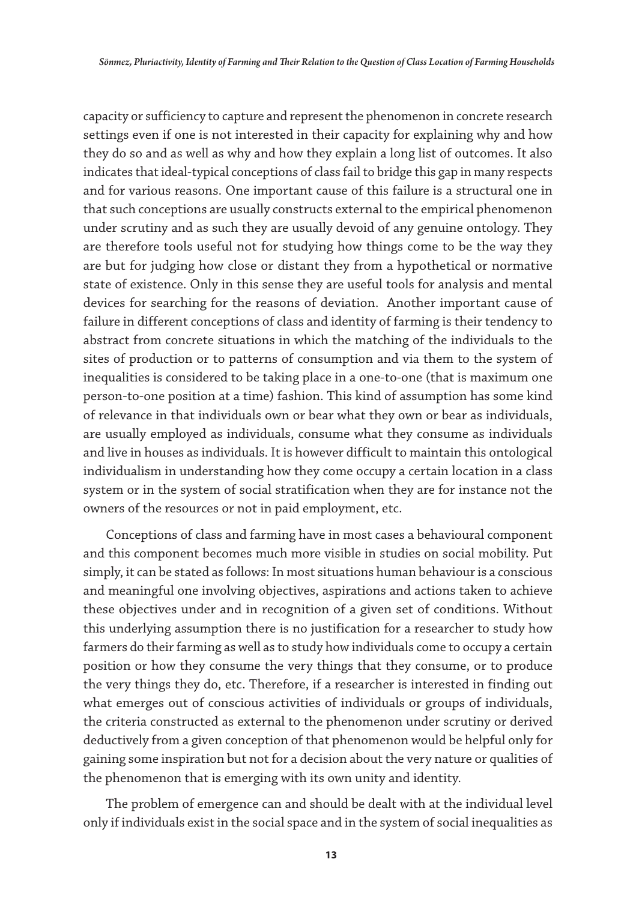capacity or sufficiency to capture and represent the phenomenon in concrete research settings even if one is not interested in their capacity for explaining why and how they do so and as well as why and how they explain a long list of outcomes. It also indicates that ideal-typical conceptions of class fail to bridge this gap in many respects and for various reasons. One important cause of this failure is a structural one in that such conceptions are usually constructs external to the empirical phenomenon under scrutiny and as such they are usually devoid of any genuine ontology. They are therefore tools useful not for studying how things come to be the way they are but for judging how close or distant they from a hypothetical or normative state of existence. Only in this sense they are useful tools for analysis and mental devices for searching for the reasons of deviation. Another important cause of failure in different conceptions of class and identity of farming is their tendency to abstract from concrete situations in which the matching of the individuals to the sites of production or to patterns of consumption and via them to the system of inequalities is considered to be taking place in a one-to-one (that is maximum one person-to-one position at a time) fashion. This kind of assumption has some kind of relevance in that individuals own or bear what they own or bear as individuals, are usually employed as individuals, consume what they consume as individuals and live in houses as individuals. It is however difficult to maintain this ontological individualism in understanding how they come occupy a certain location in a class system or in the system of social stratification when they are for instance not the owners of the resources or not in paid employment, etc.

Conceptions of class and farming have in most cases a behavioural component and this component becomes much more visible in studies on social mobility. Put simply, it can be stated as follows: In most situations human behaviour is a conscious and meaningful one involving objectives, aspirations and actions taken to achieve these objectives under and in recognition of a given set of conditions. Without this underlying assumption there is no justification for a researcher to study how farmers do their farming as well as to study how individuals come to occupy a certain position or how they consume the very things that they consume, or to produce the very things they do, etc. Therefore, if a researcher is interested in finding out what emerges out of conscious activities of individuals or groups of individuals, the criteria constructed as external to the phenomenon under scrutiny or derived deductively from a given conception of that phenomenon would be helpful only for gaining some inspiration but not for a decision about the very nature or qualities of the phenomenon that is emerging with its own unity and identity.

The problem of emergence can and should be dealt with at the individual level only if individuals exist in the social space and in the system of social inequalities as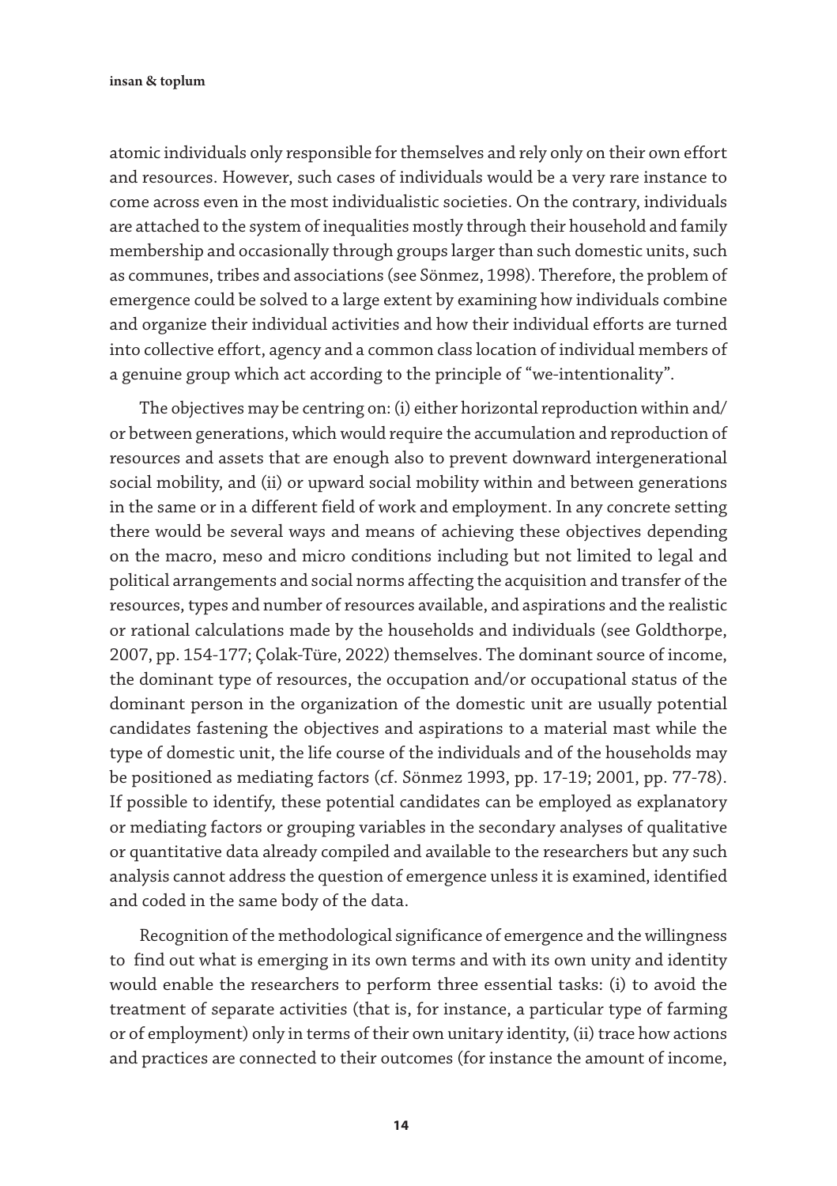atomic individuals only responsible for themselves and rely only on their own effort and resources. However, such cases of individuals would be a very rare instance to come across even in the most individualistic societies. On the contrary, individuals are attached to the system of inequalities mostly through their household and family membership and occasionally through groups larger than such domestic units, such as communes, tribes and associations (see Sönmez, 1998). Therefore, the problem of emergence could be solved to a large extent by examining how individuals combine and organize their individual activities and how their individual efforts are turned into collective effort, agency and a common class location of individual members of a genuine group which act according to the principle of "we-intentionality".

The objectives may be centring on: (i) either horizontal reproduction within and/or between generations, which would require the accumulation and reproduction of resources and assets that are enough also to prevent downward intergenerational social mobility, and (ii) or upward social mobility within and between generations in the same or in a different field of work and employment. In any concrete setting there would be several ways and means of achieving these objectives depending on the macro, meso and micro conditions including but not limited to legal and political arrangements and social norms affecting the acquisition and transfer of the resources, types and number of resources available, and aspirations and the realistic or rational calculations made by the households and individuals (see Goldthorpe, 2007, pp. 154-177; Çolak-Türe, 2022) themselves. The dominant source of income, the dominant type of resources, the occupation and/or occupational status of the dominant person in the organization of the domestic unit are usually potential candidates fastening the objectives and aspirations to a material mast while the type of domestic unit, the life course of the individuals and of the households may be positioned as mediating factors (cf. Sönmez 1993, pp. 17-19; 2001, pp. 77-78). If possible to identify, these potential candidates can be employed as explanatory or mediating factors or grouping variables in the secondary analyses of qualitative or quantitative data already compiled and available to the researchers but any such analysis cannot address the question of emergence unless it is examined, identified and coded in the same body of the data.

Recognition of the methodological significance of emergence and the willingness to find out what is emerging in its own terms and with its own unity and identity would enable the researchers to perform three essential tasks: (i) to avoid the treatment of separate activities (that is, for instance, a particular type of farming or of employment) only in terms of their own unitary identity, (ii) trace how actions and practices are connected to their outcomes (for instance the amount of income,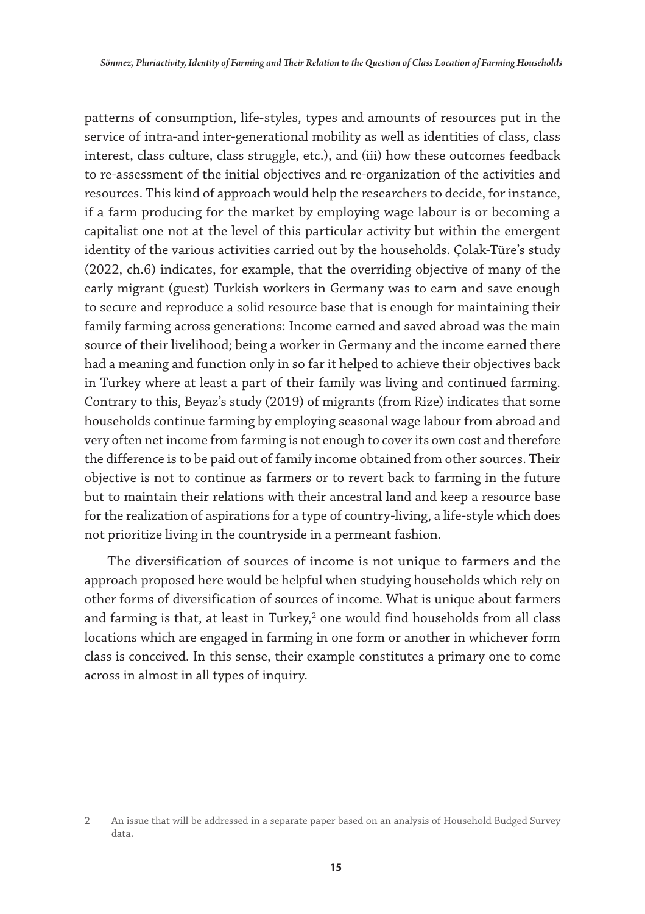patterns of consumption, life-styles, types and amounts of resources put in the service of intra-and inter-generational mobility as well as identities of class, class interest, class culture, class struggle, etc.), and (iii) how these outcomes feedback to re-assessment of the initial objectives and re-organization of the activities and resources. This kind of approach would help the researchers to decide, for instance, if a farm producing for the market by employing wage labour is or becoming a capitalist one not at the level of this particular activity but within the emergent identity of the various activities carried out by the households. Çolak-Türe's study (2022, ch.6) indicates, for example, that the overriding objective of many of the early migrant (guest) Turkish workers in Germany was to earn and save enough to secure and reproduce a solid resource base that is enough for maintaining their family farming across generations: Income earned and saved abroad was the main source of their livelihood; being a worker in Germany and the income earned there had a meaning and function only in so far it helped to achieve their objectives back in Turkey where at least a part of their family was living and continued farming. Contrary to this, Beyaz's study (2019) of migrants (from Rize) indicates that some households continue farming by employing seasonal wage labour from abroad and very often net income from farming is not enough to cover its own cost and therefore the difference is to be paid out of family income obtained from other sources. Their objective is not to continue as farmers or to revert back to farming in the future but to maintain their relations with their ancestral land and keep a resource base for the realization of aspirations for a type of country-living, a life-style which does not prioritize living in the countryside in a permeant fashion.

The diversification of sources of income is not unique to farmers and the approach proposed here would be helpful when studying households which rely on other forms of diversification of sources of income. What is unique about farmers and farming is that, at least in Turkey,[2] one would find households from all class locations which are engaged in farming in one form or another in whichever form class is conceived. In this sense, their example constitutes a primary one to come across in almost in all types of inquiry.

2 An issue that will be addressed in a separate paper based on an analysis of Household Budged Survey data.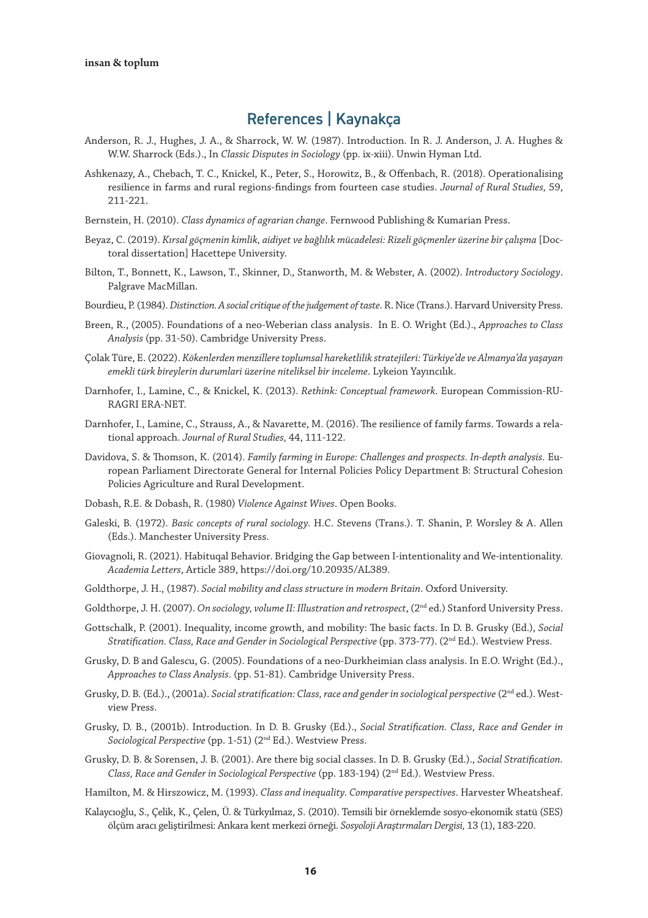## References | Kaynakça

Anderson, R. J., Hughes, J. A., & Sharrock, W. W. (1987). Introduction. In R. J. Anderson, J. A. Hughes & W.W. Sharrock (Eds.)., In *Classic Disputes in Sociology* (pp. ix-xiii). Unwin Hyman Ltd.

Ashkenazy, A., Chebach, T. C., Knickel, K., Peter, S., Horowitz, B., & Offenbach, R. (2018). Operationalising resilience in farms and rural regions-findings from fourteen case studies. *Journal of Rural Studies,* 59, 211-221.

Bernstein, H. (2010). *Class dynamics of agrarian change*. Fernwood Publishing & Kumarian Press.

Beyaz, C. (2019). *Kırsal göçmenin kimlik, aidiyet ve bağlılık mücadelesi: Rizeli göçmenler üzerine bir çalışma* [Doctoral dissertation] Hacettepe University.

Bilton, T., Bonnett, K., Lawson, T., Skinner, D., Stanworth, M. & Webster, A. (2002). *Introductory Sociology*. Palgrave MacMillan.

Bourdieu, P. (1984). *Distinction. A social critique of the judgement of taste.* R. Nice (Trans.). Harvard University Press.

Breen, R., (2005). Foundations of a neo-Weberian class analysis. In E. O. Wright (Ed.)., *Approaches to Class Analysis* (pp. 31-50). Cambridge University Press.

Çolak Türe, E. (2022). *Kökenlerden menzillere toplumsal hareketlilik stratejileri: Türkiye'de ve Almanya'da yaşayan emekli türk bireylerin durumlari üzerine niteliksel bir inceleme*. Lykeion Yayıncılık.

Darnhofer, I., Lamine, C., & Knickel, K. (2013). *Rethink: Conceptual framework*. European Commission-RURAGRI ERA-NET.

Darnhofer, I., Lamine, C., Strauss, A., & Navarette, M. (2016). The resilience of family farms. Towards a relational approach. *Journal of Rural Studies,* 44, 111-122.

Davidova, S. & Thomson, K. (2014). *Family farming in Europe: Challenges and prospects. In-depth analysis.* European Parliament Directorate General for Internal Policies Policy Department B: Structural Cohesion Policies Agriculture and Rural Development.

Dobash, R.E. & Dobash, R. (1980) *Violence Against Wives*. Open Books.

Galeski, B. (1972). *Basic concepts of rural sociology*. H.C. Stevens (Trans.). T. Shanin, P. Worsley & A. Allen (Eds.). Manchester University Press.

Giovagnoli, R. (2021). Habituqal Behavior. Bridging the Gap between I-intentionality and We-intentionality. *Academia Letters*, Article 389, https://doi.org/10.20935/AL389.

Goldthorpe, J. H., (1987). *Social mobility and class structure in modern Britain*. Oxford University.

Goldthorpe, J. H. (2007). *On sociology, volume II: Illustration and retrospect*, (2nd ed.) Stanford University Press.

Gottschalk, P. (2001). Inequality, income growth, and mobility: The basic facts. In D. B. Grusky (Ed.), *Social Stratification. Class, Race and Gender in Sociological Perspective* (pp. 373-77). (2nd Ed.). Westview Press.

Grusky, D. B and Galescu, G. (2005). Foundations of a neo-Durkheimian class analysis. In E.O. Wright (Ed.)., *Approaches to Class Analysis*. (pp. 51-81). Cambridge University Press.

Grusky, D. B. (Ed.)., (2001a). *Social stratification: Class, race and gender in sociological perspective* (2nd ed.). Westview Press.

Grusky, D. B., (2001b). Introduction. In D. B. Grusky (Ed.)., *Social Stratification. Class, Race and Gender in Sociological Perspective* (pp. 1-51) (2nd Ed.). Westview Press.

Grusky, D. B. & Sorensen, J. B. (2001). Are there big social classes. In D. B. Grusky (Ed.)., *Social Stratification. Class, Race and Gender in Sociological Perspective* (pp. 183-194) (2nd Ed.). Westview Press.

Hamilton, M. & Hirszowicz, M. (1993). *Class and inequality. Comparative perspectives*. Harvester Wheatsheaf.

Kalaycıoğlu, S., Çelik, K., Çelen, Ü. & Türkyılmaz, S. (2010). Temsili bir örneklemde sosyo-ekonomik statü (SES) ölçüm aracı geliştirilmesi: Ankara kent merkezi örneği. *Sosyoloji Araştırmaları Dergisi,* 13 (1), 183-220.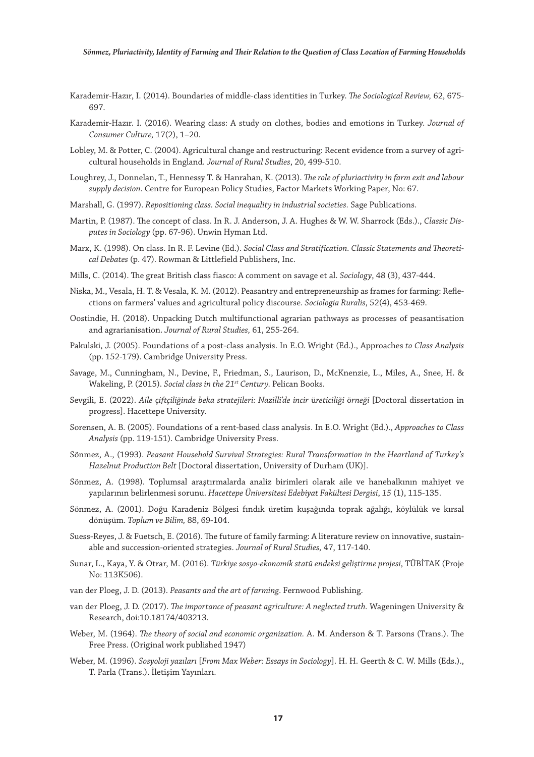Karademir-Hazır, I. (2014). Boundaries of middle-class identities in Turkey. *The Sociological Review,* 62, 675-697.

Karademir-Hazır. I. (2016). Wearing class: A study on clothes, bodies and emotions in Turkey. *Journal of Consumer Culture,* 17(2), 1–20.

Lobley, M. & Potter, C. (2004). Agricultural change and restructuring: Recent evidence from a survey of agricultural households in England. *Journal of Rural Studies*, 20, 499-510.

Loughrey, J., Donnelan, T., Hennessy T. & Hanrahan, K. (2013). *The role of pluriactivity in farm exit and labour supply decision*. Centre for European Policy Studies, Factor Markets Working Paper, No: 67.

Marshall, G. (1997). *Repositioning class. Social inequality in industrial societies*. Sage Publications.

Martin, P. (1987). The concept of class. In R. J. Anderson, J. A. Hughes & W. W. Sharrock (Eds.)., *Classic Disputes in Sociology* (pp. 67-96). Unwin Hyman Ltd.

Marx, K. (1998). On class. In R. F. Levine (Ed.). *Social Class and Stratification. Classic Statements and Theoretical Debates* (p. 47). Rowman & Littlefield Publishers, Inc.

Mills, C. (2014). The great British class fiasco: A comment on savage et al. *Sociology*, 48 (3), 437-444.

Niska, M., Vesala, H. T. & Vesala, K. M. (2012). Peasantry and entrepreneurship as frames for farming: Reflections on farmers' values and agricultural policy discourse. *Sociologia Ruralis*, 52(4), 453-469.

Oostindie, H. (2018). Unpacking Dutch multifunctional agrarian pathways as processes of peasantisation and agrarianisation. *Journal of Rural Studies,* 61, 255-264.

Pakulski, J. (2005). Foundations of a post-class analysis. In E.O. Wright (Ed.)., Approaches *to Class Analysis* (pp. 152-179). Cambridge University Press.

Savage, M., Cunningham, N., Devine, F., Friedman, S., Laurison, D., McKnenzie, L., Miles, A., Snee, H. & Wakeling, P. (2015). *Social class in the 21st Century.* Pelican Books.

Sevgili, E. (2022). *Aile çiftçiliğinde beka stratejileri: Nazilli'de incir üreticiliği örneği* [Doctoral dissertation in progress]. Hacettepe University.

Sorensen, A. B. (2005). Foundations of a rent-based class analysis. In E.O. Wright (Ed.)., *Approaches to Class Analysis* (pp. 119-151). Cambridge University Press.

Sönmez, A., (1993). *Peasant Household Survival Strategies: Rural Transformation in the Heartland of Turkey's Hazelnut Production Belt* [Doctoral dissertation, University of Durham (UK)].

Sönmez, A. (1998). Toplumsal araştırmalarda analiz birimleri olarak aile ve hanehalkının mahiyet ve yapılarının belirlenmesi sorunu. *Hacettepe Üniversitesi Edebiyat Fakültesi Dergisi*, *15* (1), 115-135.

Sönmez, A. (2001). Doğu Karadeniz Bölgesi fındık üretim kuşağında toprak ağalığı, köylülük ve kırsal dönüşüm. *Toplum ve Bilim,* 88, 69-104.

Suess-Reyes, J. & Fuetsch, E. (2016). The future of family farming: A literature review on innovative, sustainable and succession-oriented strategies. *Journal of Rural Studies,* 47, 117-140.

Sunar, L., Kaya, Y. & Otrar, M. (2016). *Türkiye sosyo-ekonomik statü endeksi geliştirme projesi*, TÜBİTAK (Proje No: 113K506).

van der Ploeg, J. D. (2013). *Peasants and the art of farming*. Fernwood Publishing.

van der Ploeg, J. D. (2017). *The importance of peasant agriculture: A neglected truth.* Wageningen University & Research, doi:10.18174/403213.

Weber, M. (1964). *The theory of social and economic organization.* A. M. Anderson & T. Parsons (Trans.). The Free Press. (Original work published 1947)

Weber, M. (1996). *Sosyoloji yazıları* [*From Max Weber: Essays in Sociology*]. H. H. Geerth & C. W. Mills (Eds.)., T. Parla (Trans.). İletişim Yayınları.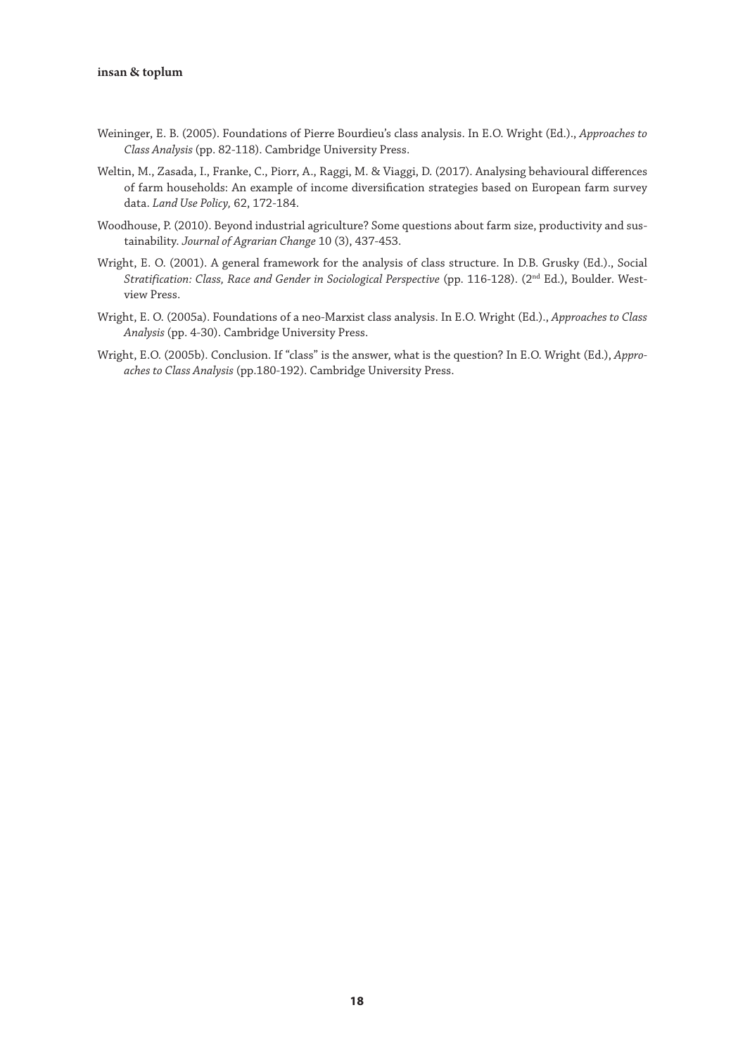Weininger, E. B. (2005). Foundations of Pierre Bourdieu's class analysis. In E.O. Wright (Ed.)., *Approaches to Class Analysis* (pp. 82-118). Cambridge University Press.

Weltin, M., Zasada, I., Franke, C., Piorr, A., Raggi, M. & Viaggi, D. (2017). Analysing behavioural differences of farm households: An example of income diversification strategies based on European farm survey data. *Land Use Policy,* 62, 172-184.

Woodhouse, P. (2010). Beyond industrial agriculture? Some questions about farm size, productivity and sustainability. *Journal of Agrarian Change* 10 (3), 437-453.

Wright, E. O. (2001). A general framework for the analysis of class structure. In D.B. Grusky (Ed.)., Social *Stratification: Class, Race and Gender in Sociological Perspective* (pp. 116-128). (2nd Ed.), Boulder. Westview Press.

Wright, E. O. (2005a). Foundations of a neo-Marxist class analysis. In E.O. Wright (Ed.)., *Approaches to Class Analysis* (pp. 4-30). Cambridge University Press.

Wright, E.O. (2005b). Conclusion. If "class" is the answer, what is the question? In E.O. Wright (Ed.), *Approaches to Class Analysis* (pp.180-192). Cambridge University Press.